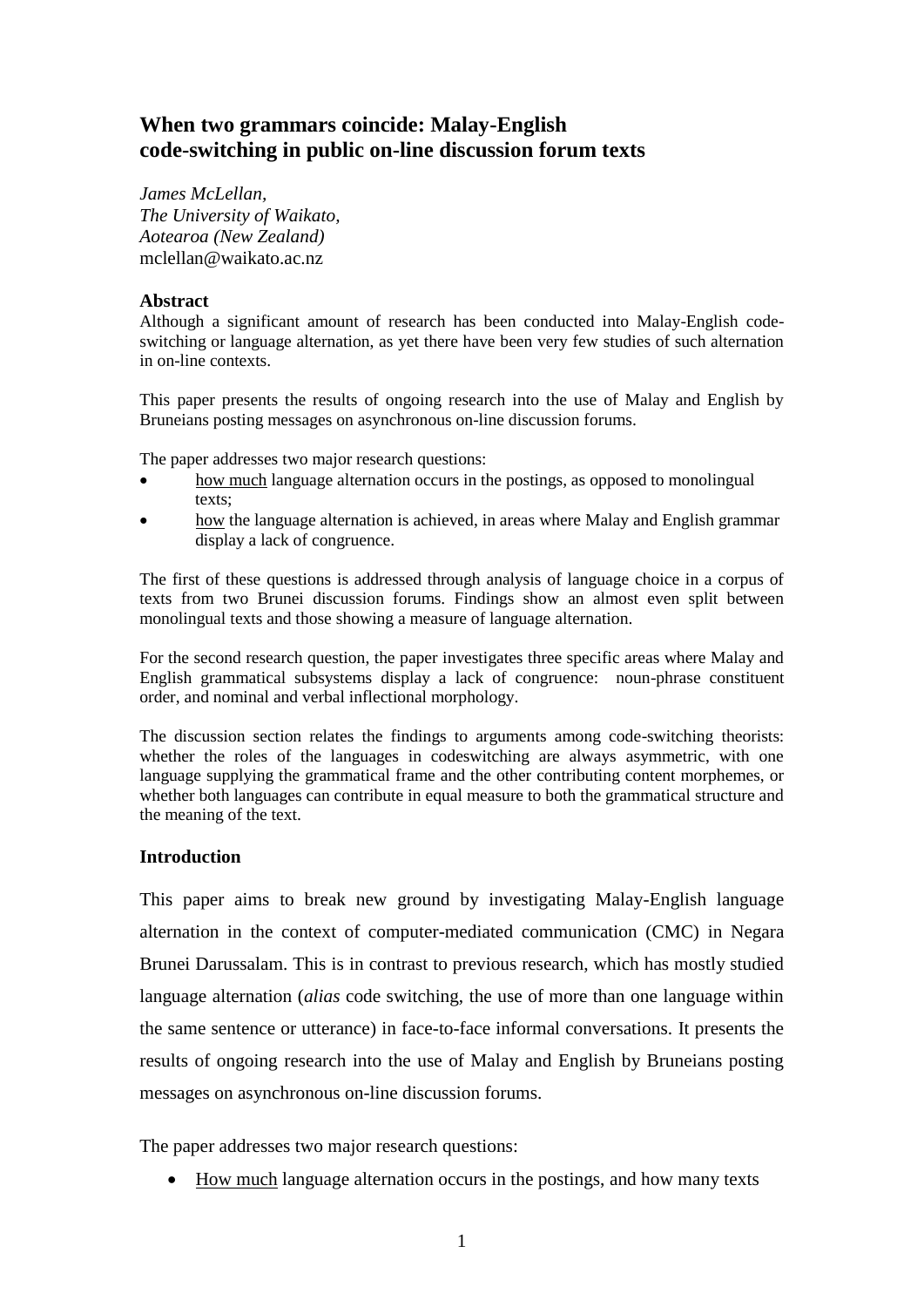# When two grammars coincide: Malay-English code-switching in public on-line discussion forum texts

*James McLellan,*
*The University of Waikato,*
*Aotearoa (New Zealand)*
mclellan@waikato.ac.nz

### Abstract

Although a significant amount of research has been conducted into Malay-English code-switching or language alternation, as yet there have been very few studies of such alternation in on-line contexts.

This paper presents the results of ongoing research into the use of Malay and English by Bruneians posting messages on asynchronous on-line discussion forums.

The paper addresses two major research questions:

- how much language alternation occurs in the postings, as opposed to monolingual texts;
- how the language alternation is achieved, in areas where Malay and English grammar display a lack of congruence.

The first of these questions is addressed through analysis of language choice in a corpus of texts from two Brunei discussion forums. Findings show an almost even split between monolingual texts and those showing a measure of language alternation.

For the second research question, the paper investigates three specific areas where Malay and English grammatical subsystems display a lack of congruence: noun-phrase constituent order, and nominal and verbal inflectional morphology.

The discussion section relates the findings to arguments among code-switching theorists: whether the roles of the languages in codeswitching are always asymmetric, with one language supplying the grammatical frame and the other contributing content morphemes, or whether both languages can contribute in equal measure to both the grammatical structure and the meaning of the text.

### Introduction

This paper aims to break new ground by investigating Malay-English language alternation in the context of computer-mediated communication (CMC) in Negara Brunei Darussalam. This is in contrast to previous research, which has mostly studied language alternation (*alias* code switching, the use of more than one language within the same sentence or utterance) in face-to-face informal conversations. It presents the results of ongoing research into the use of Malay and English by Bruneians posting messages on asynchronous on-line discussion forums.

The paper addresses two major research questions:

- How much language alternation occurs in the postings, and how many texts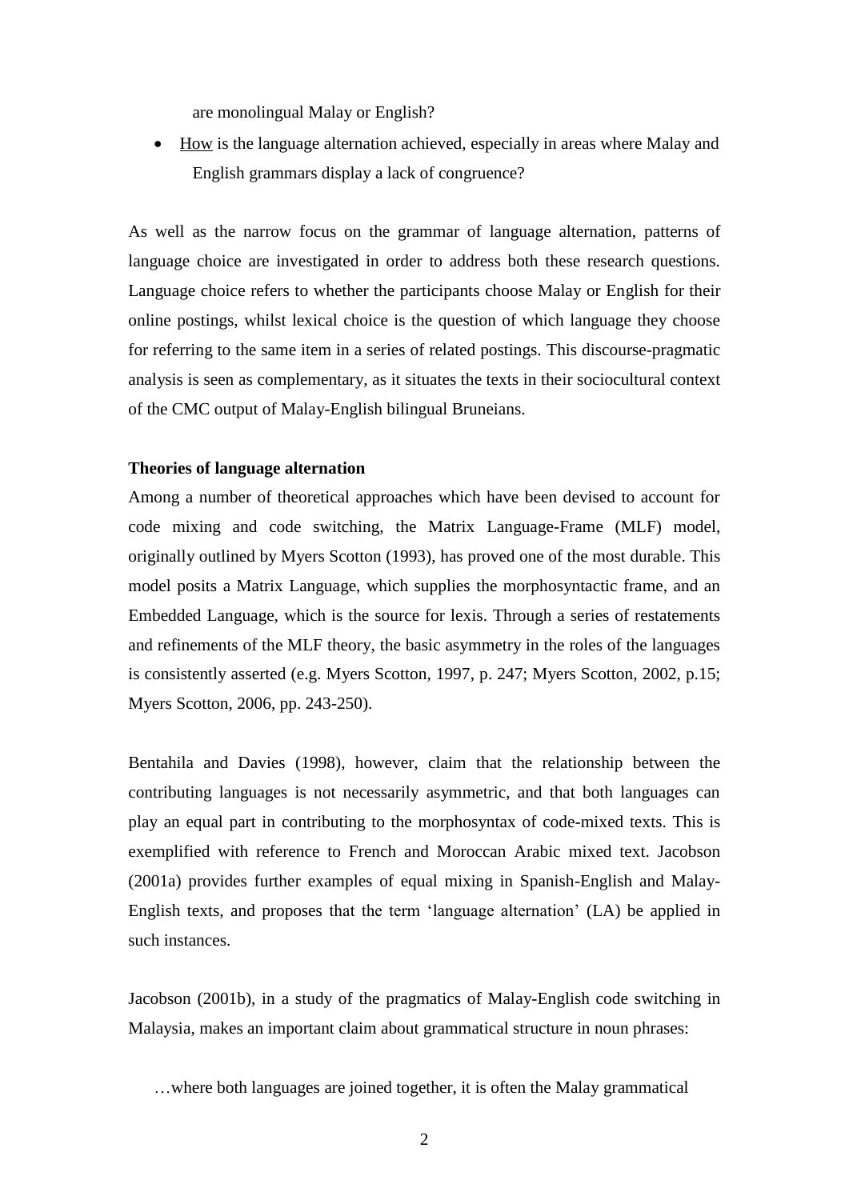are monolingual Malay or English?

- <u>How</u> is the language alternation achieved, especially in areas where Malay and English grammars display a lack of congruence?

As well as the narrow focus on the grammar of language alternation, patterns of language choice are investigated in order to address both these research questions. Language choice refers to whether the participants choose Malay or English for their online postings, whilst lexical choice is the question of which language they choose for referring to the same item in a series of related postings. This discourse-pragmatic analysis is seen as complementary, as it situates the texts in their sociocultural context of the CMC output of Malay-English bilingual Bruneians.

**Theories of language alternation**

Among a number of theoretical approaches which have been devised to account for code mixing and code switching, the Matrix Language-Frame (MLF) model, originally outlined by Myers Scotton (1993), has proved one of the most durable. This model posits a Matrix Language, which supplies the morphosyntactic frame, and an Embedded Language, which is the source for lexis. Through a series of restatements and refinements of the MLF theory, the basic asymmetry in the roles of the languages is consistently asserted (e.g. Myers Scotton, 1997, p. 247; Myers Scotton, 2002, p.15; Myers Scotton, 2006, pp. 243-250).

Bentahila and Davies (1998), however, claim that the relationship between the contributing languages is not necessarily asymmetric, and that both languages can play an equal part in contributing to the morphosyntax of code-mixed texts. This is exemplified with reference to French and Moroccan Arabic mixed text. Jacobson (2001a) provides further examples of equal mixing in Spanish-English and Malay-English texts, and proposes that the term 'language alternation' (LA) be applied in such instances.

Jacobson (2001b), in a study of the pragmatics of Malay-English code switching in Malaysia, makes an important claim about grammatical structure in noun phrases:

> …where both languages are joined together, it is often the Malay grammatical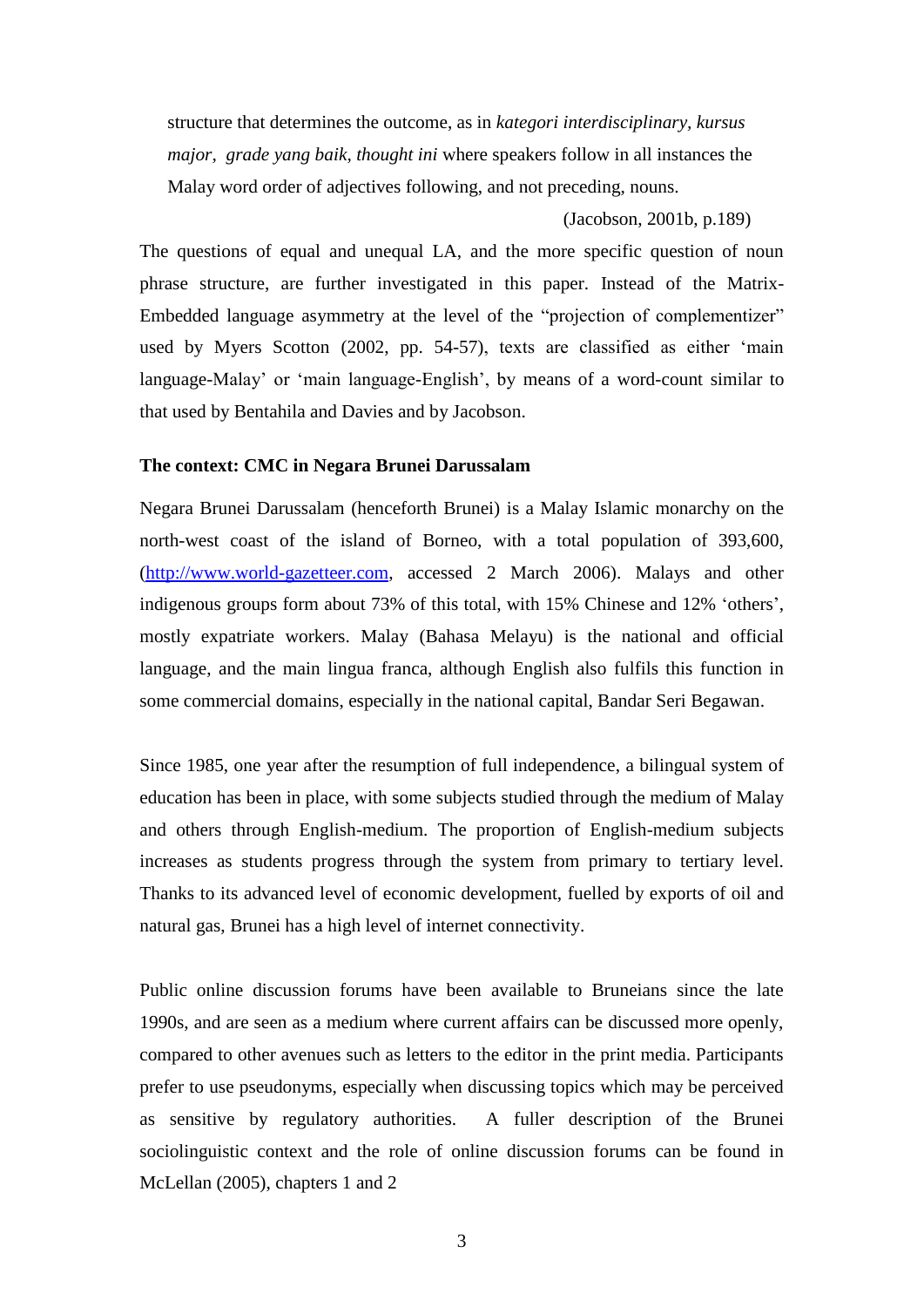> structure that determines the outcome, as in *kategori interdisciplinary*, *kursus major*, *grade yang baik*, *thought ini* where speakers follow in all instances the Malay word order of adjectives following, and not preceding, nouns.
>
> (Jacobson, 2001b, p.189)

The questions of equal and unequal LA, and the more specific question of noun phrase structure, are further investigated in this paper. Instead of the Matrix-Embedded language asymmetry at the level of the "projection of complementizer" used by Myers Scotton (2002, pp. 54-57), texts are classified as either 'main language-Malay' or 'main language-English', by means of a word-count similar to that used by Bentahila and Davies and by Jacobson.

**The context: CMC in Negara Brunei Darussalam**

Negara Brunei Darussalam (henceforth Brunei) is a Malay Islamic monarchy on the north-west coast of the island of Borneo, with a total population of 393,600, (http://www.world-gazetteer.com, accessed 2 March 2006). Malays and other indigenous groups form about 73% of this total, with 15% Chinese and 12% 'others', mostly expatriate workers. Malay (Bahasa Melayu) is the national and official language, and the main lingua franca, although English also fulfils this function in some commercial domains, especially in the national capital, Bandar Seri Begawan.

Since 1985, one year after the resumption of full independence, a bilingual system of education has been in place, with some subjects studied through the medium of Malay and others through English-medium. The proportion of English-medium subjects increases as students progress through the system from primary to tertiary level. Thanks to its advanced level of economic development, fuelled by exports of oil and natural gas, Brunei has a high level of internet connectivity.

Public online discussion forums have been available to Bruneians since the late 1990s, and are seen as a medium where current affairs can be discussed more openly, compared to other avenues such as letters to the editor in the print media. Participants prefer to use pseudonyms, especially when discussing topics which may be perceived as sensitive by regulatory authorities. A fuller description of the Brunei sociolinguistic context and the role of online discussion forums can be found in McLellan (2005), chapters 1 and 2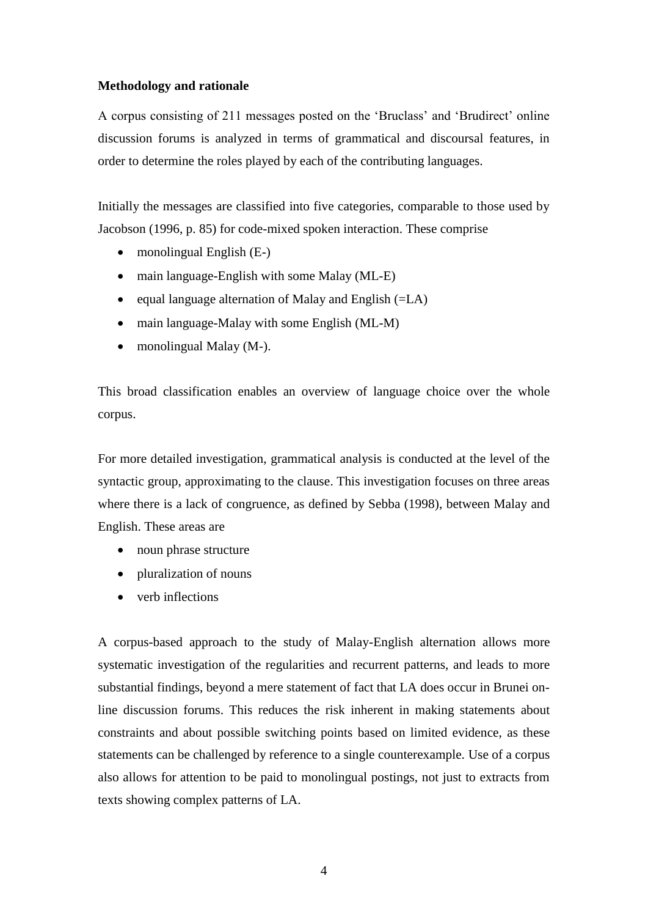**Methodology and rationale**

A corpus consisting of 211 messages posted on the 'Bruclass' and 'Brudirect' online discussion forums is analyzed in terms of grammatical and discoursal features, in order to determine the roles played by each of the contributing languages.

Initially the messages are classified into five categories, comparable to those used by Jacobson (1996, p. 85) for code-mixed spoken interaction. These comprise

- monolingual English (E-)
- main language-English with some Malay (ML-E)
- equal language alternation of Malay and English (=LA)
- main language-Malay with some English (ML-M)
- monolingual Malay (M-).

This broad classification enables an overview of language choice over the whole corpus.

For more detailed investigation, grammatical analysis is conducted at the level of the syntactic group, approximating to the clause. This investigation focuses on three areas where there is a lack of congruence, as defined by Sebba (1998), between Malay and English. These areas are

- noun phrase structure
- pluralization of nouns
- verb inflections

A corpus-based approach to the study of Malay-English alternation allows more systematic investigation of the regularities and recurrent patterns, and leads to more substantial findings, beyond a mere statement of fact that LA does occur in Brunei on-line discussion forums. This reduces the risk inherent in making statements about constraints and about possible switching points based on limited evidence, as these statements can be challenged by reference to a single counterexample. Use of a corpus also allows for attention to be paid to monolingual postings, not just to extracts from texts showing complex patterns of LA.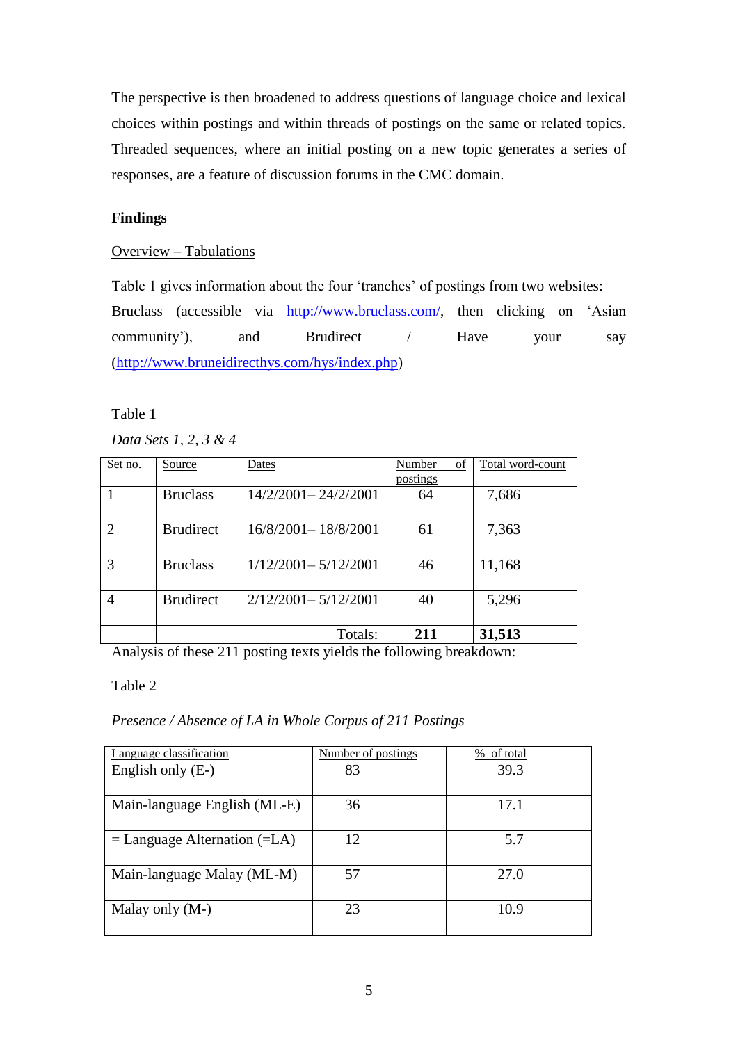The perspective is then broadened to address questions of language choice and lexical choices within postings and within threads of postings on the same or related topics. Threaded sequences, where an initial posting on a new topic generates a series of responses, are a feature of discussion forums in the CMC domain.

**Findings**

Overview – Tabulations

Table 1 gives information about the four 'tranches' of postings from two websites: Bruclass (accessible via http://www.bruclass.com/, then clicking on 'Asian community'), and Brudirect / Have your say (http://www.bruneidirecthys.com/hys/index.php)

Table 1

*Data Sets 1, 2, 3 & 4*

| Set no. | Source | Dates | Number of postings | Total word-count |
|---|---|---|---|---|
| 1 | Bruclass | 14/2/2001– 24/2/2001 | 64 | 7,686 |
| 2 | Brudirect | 16/8/2001– 18/8/2001 | 61 | 7,363 |
| 3 | Bruclass | 1/12/2001– 5/12/2001 | 46 | 11,168 |
| 4 | Brudirect | 2/12/2001– 5/12/2001 | 40 | 5,296 |
| | | Totals: | **211** | **31,513** |

Analysis of these 211 posting texts yields the following breakdown:

Table 2

*Presence / Absence of LA in Whole Corpus of 211 Postings*

| Language classification | Number of postings | % of total |
|---|---|---|
| English only (E-) | 83 | 39.3 |
| Main-language English (ML-E) | 36 | 17.1 |
| = Language Alternation (=LA) | 12 | 5.7 |
| Main-language Malay (ML-M) | 57 | 27.0 |
| Malay only (M-) | 23 | 10.9 |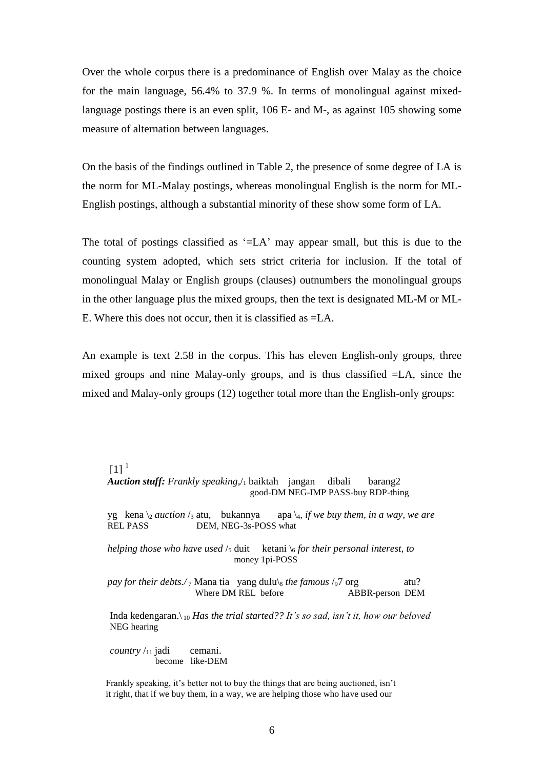Over the whole corpus there is a predominance of English over Malay as the choice for the main language, 56.4% to 37.9 %. In terms of monolingual against mixed-language postings there is an even split, 106 E- and M-, as against 105 showing some measure of alternation between languages.

On the basis of the findings outlined in Table 2, the presence of some degree of LA is the norm for ML-Malay postings, whereas monolingual English is the norm for ML-English postings, although a substantial minority of these show some form of LA.

The total of postings classified as '=LA' may appear small, but this is due to the counting system adopted, which sets strict criteria for inclusion. If the total of monolingual Malay or English groups (clauses) outnumbers the monolingual groups in the other language plus the mixed groups, then the text is designated ML-M or ML-E. Where this does not occur, then it is classified as =LA.

An example is text 2.58 in the corpus. This has eleven English-only groups, three mixed groups and nine Malay-only groups, and is thus classified =LA, since the mixed and Malay-only groups (12) together total more than the English-only groups:

[1] [1]

***Auction stuff:*** *Frankly speaking*,/$_1$ baiktah jangan dibali barang2
good-DM NEG-IMP PASS-buy RDP-thing

yg kena \$_2$ *auction* /$_3$ atu, bukannya apa \$_4$, *if we buy them, in a way, we are*
REL PASS DEM, NEG-3s-POSS what

*helping those who have used* /$_5$ duit ketani \$_6$ *for their personal interest, to*
money 1pi-POSS

*pay for their debts./* $_7$ Mana tia yang dulu\$_8$ *the famous* /$_9$7 org atu?
Where DM REL before ABBR-person DEM

Inda kedengaran.\ $_{10}$ *Has the trial started?? It's so sad, isn't it, how our beloved*
NEG hearing

*country* /$_{11}$ jadi cemani.
become like-DEM

Frankly speaking, it's better not to buy the things that are being auctioned, isn't it right, that if we buy them, in a way, we are helping those who have used our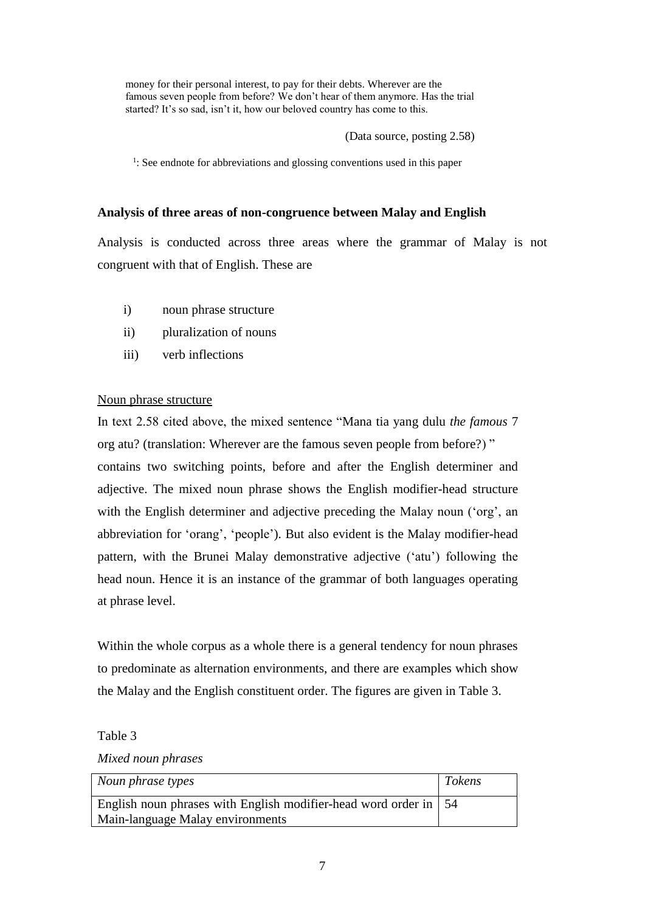money for their personal interest, to pay for their debts. Wherever are the famous seven people from before? We don't hear of them anymore. Has the trial started? It's so sad, isn't it, how our beloved country has come to this.

(Data source, posting 2.58)

[1]: See endnote for abbreviations and glossing conventions used in this paper

**Analysis of three areas of non-congruence between Malay and English**

Analysis is conducted across three areas where the grammar of Malay is not congruent with that of English. These are

i) noun phrase structure
ii) pluralization of nouns
iii) verb inflections

Noun phrase structure

In text 2.58 cited above, the mixed sentence "Mana tia yang dulu *the famous* 7 org atu? (translation: Wherever are the famous seven people from before?) " contains two switching points, before and after the English determiner and adjective. The mixed noun phrase shows the English modifier-head structure with the English determiner and adjective preceding the Malay noun ('org', an abbreviation for 'orang', 'people'). But also evident is the Malay modifier-head pattern, with the Brunei Malay demonstrative adjective ('atu') following the head noun. Hence it is an instance of the grammar of both languages operating at phrase level.

Within the whole corpus as a whole there is a general tendency for noun phrases to predominate as alternation environments, and there are examples which show the Malay and the English constituent order. The figures are given in Table 3.

Table 3

*Mixed noun phrases*

| *Noun phrase types* | *Tokens* |
|---|---|
| English noun phrases with English modifier-head word order in Main-language Malay environments | 54 |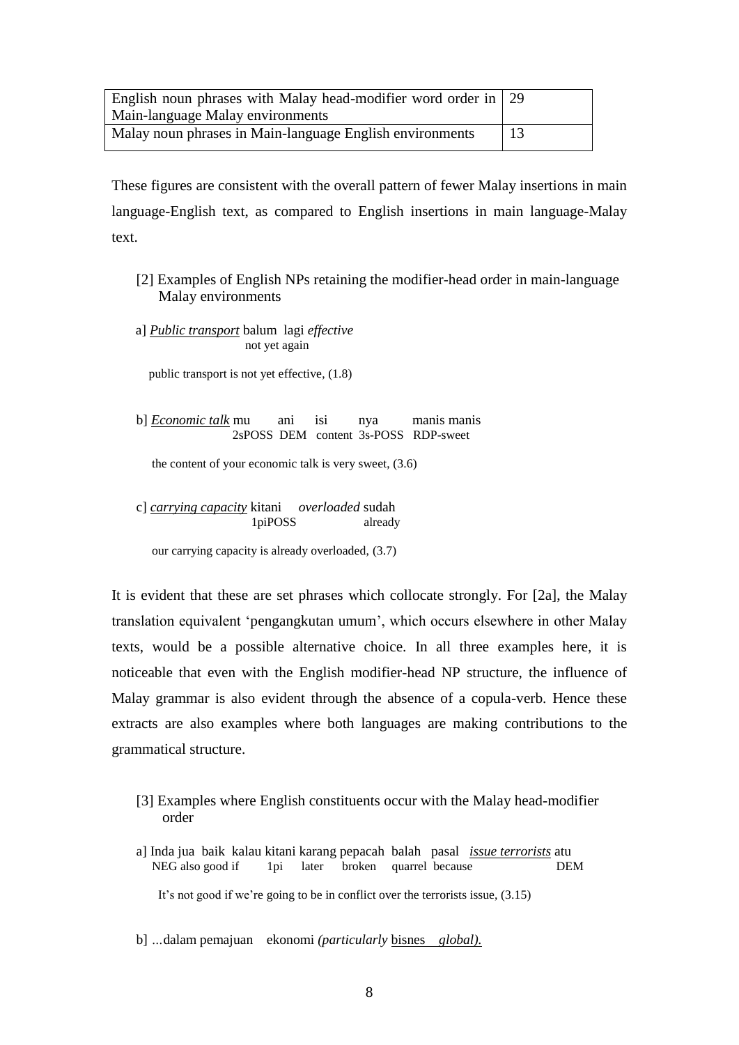| | |
|---|---|
| English noun phrases with Malay head-modifier word order in Main-language Malay environments | 29 |
| Malay noun phrases in Main-language English environments | 13 |

These figures are consistent with the overall pattern of fewer Malay insertions in main language-English text, as compared to English insertions in main language-Malay text.

[2] Examples of English NPs retaining the modifier-head order in main-language Malay environments

a] *Public transport* balum lagi *effective*
not yet again

public transport is not yet effective, (1.8)

b] *Economic talk* mu ani isi nya manis manis
2sPOSS DEM content 3s-POSS RDP-sweet

the content of your economic talk is very sweet, (3.6)

c] *carrying capacity* kitani *overloaded* sudah
1piPOSS already

our carrying capacity is already overloaded, (3.7)

It is evident that these are set phrases which collocate strongly. For [2a], the Malay translation equivalent 'pengangkutan umum', which occurs elsewhere in other Malay texts, would be a possible alternative choice. In all three examples here, it is noticeable that even with the English modifier-head NP structure, the influence of Malay grammar is also evident through the absence of a copula-verb. Hence these extracts are also examples where both languages are making contributions to the grammatical structure.

[3] Examples where English constituents occur with the Malay head-modifier order

a] Inda jua baik kalau kitani karang pepacah balah pasal *issue terrorists* atu
NEG also good if 1pi later broken quarrel because DEM

It's not good if we're going to be in conflict over the terrorists issue, (3.15)

b] ...dalam pemajuan ekonomi *(particularly* bisnes *global).*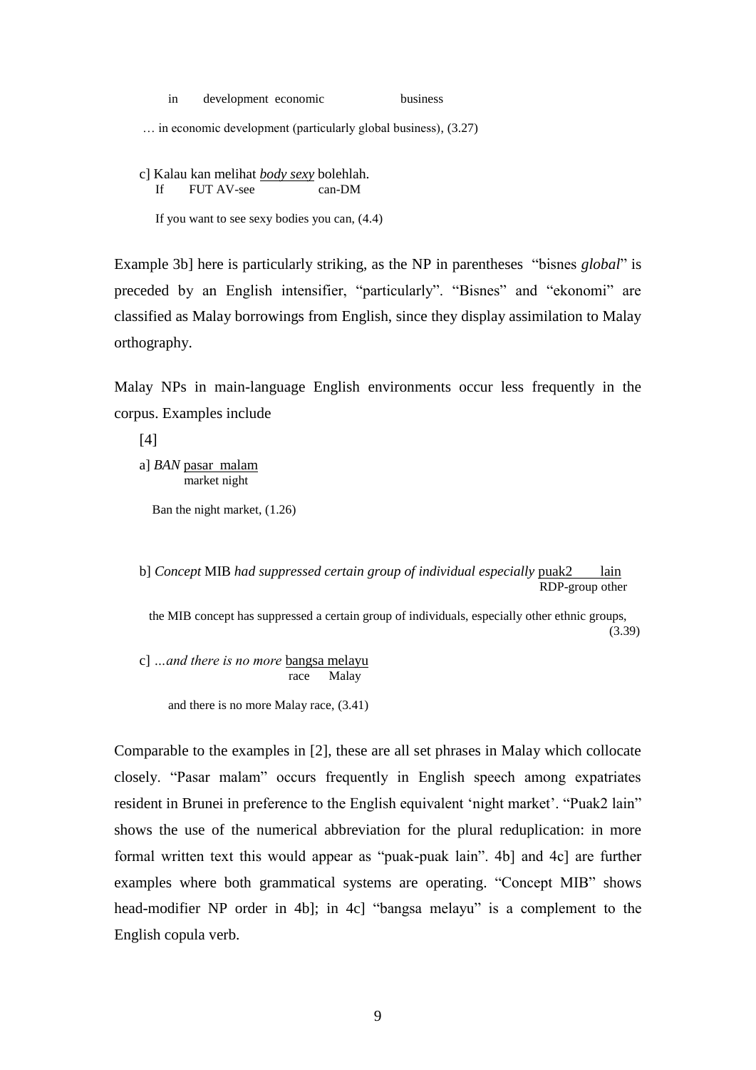in development economic business

… in economic development (particularly global business), (3.27)

c] Kalau kan melihat *body sexy* bolehlah.  
If FUT AV-see can-DM

If you want to see sexy bodies you can, (4.4)

Example 3b] here is particularly striking, as the NP in parentheses "bisnes *global*" is preceded by an English intensifier, "particularly". "Bisnes" and "ekonomi" are classified as Malay borrowings from English, since they display assimilation to Malay orthography.

Malay NPs in main-language English environments occur less frequently in the corpus. Examples include

[4]

a] *BAN* <u>pasar malam</u>  
market night

Ban the night market, (1.26)

b] *Concept* MIB *had suppressed certain group of individual especially* <u>puak2 lain</u>  
RDP-group other

the MIB concept has suppressed a certain group of individuals, especially other ethnic groups, (3.39)

c] *…and there is no more* <u>bangsa melayu</u>  
race Malay

and there is no more Malay race, (3.41)

Comparable to the examples in [2], these are all set phrases in Malay which collocate closely. "Pasar malam" occurs frequently in English speech among expatriates resident in Brunei in preference to the English equivalent 'night market'. "Puak2 lain" shows the use of the numerical abbreviation for the plural reduplication: in more formal written text this would appear as "puak-puak lain". 4b] and 4c] are further examples where both grammatical systems are operating. "Concept MIB" shows head-modifier NP order in 4b]; in 4c] "bangsa melayu" is a complement to the English copula verb.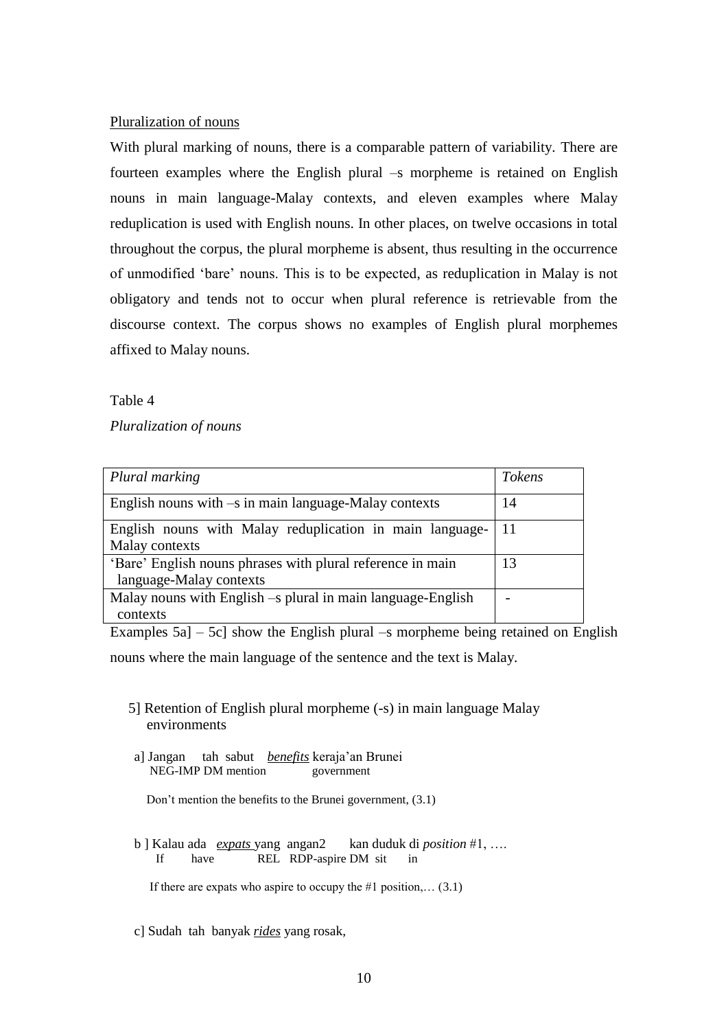Pluralization of nouns

With plural marking of nouns, there is a comparable pattern of variability. There are fourteen examples where the English plural –s morpheme is retained on English nouns in main language-Malay contexts, and eleven examples where Malay reduplication is used with English nouns. In other places, on twelve occasions in total throughout the corpus, the plural morpheme is absent, thus resulting in the occurrence of unmodified 'bare' nouns. This is to be expected, as reduplication in Malay is not obligatory and tends not to occur when plural reference is retrievable from the discourse context. The corpus shows no examples of English plural morphemes affixed to Malay nouns.

Table 4

*Pluralization of nouns*

| *Plural marking* | *Tokens* |
|---|---|
| English nouns with –s in main language-Malay contexts | 14 |
| English nouns with Malay reduplication in main language-Malay contexts | 11 |
| 'Bare' English nouns phrases with plural reference in main language-Malay contexts | 13 |
| Malay nouns with English –s plural in main language-English contexts | - |

Examples 5a] – 5c] show the English plural –s morpheme being retained on English nouns where the main language of the sentence and the text is Malay.

5] Retention of English plural morpheme (-s) in main language Malay environments

a] Jangan tah sabut *benefits* keraja'an Brunei
NEG-IMP DM mention government

Don't mention the benefits to the Brunei government, (3.1)

b ] Kalau ada *expats* yang angan2 kan duduk di *position* #1, ….
If have REL RDP-aspire DM sit in

If there are expats who aspire to occupy the #1 position,… (3.1)

c] Sudah tah banyak *rides* yang rosak,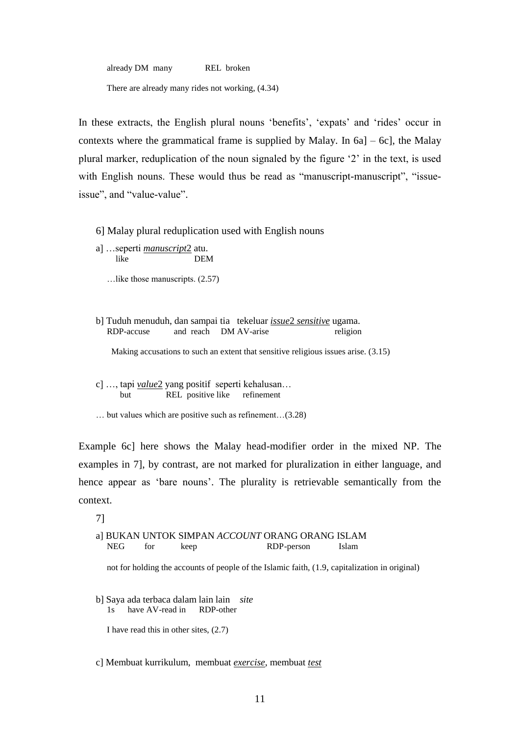already DM many REL broken

There are already many rides not working, (4.34)

In these extracts, the English plural nouns 'benefits', 'expats' and 'rides' occur in contexts where the grammatical frame is supplied by Malay. In 6a] – 6c], the Malay plural marker, reduplication of the noun signaled by the figure '2' in the text, is used with English nouns. These would thus be read as "manuscript-manuscript", "issue-issue", and "value-value".

6] Malay plural reduplication used with English nouns

a] …seperti *manuscript2* atu.
like DEM

…like those manuscripts. (2.57)

b] Tuduh menuduh, dan sampai tia tekeluar *issue2 sensitive* ugama.
RDP-accuse and reach DM AV-arise religion

Making accusations to such an extent that sensitive religious issues arise. (3.15)

c] …, tapi *value2* yang positif seperti kehalusan…
but REL positive like refinement

… but values which are positive such as refinement…(3.28)

Example 6c] here shows the Malay head-modifier order in the mixed NP. The examples in 7], by contrast, are not marked for pluralization in either language, and hence appear as 'bare nouns'. The plurality is retrievable semantically from the context.

7]

a] BUKAN UNTOK SIMPAN *ACCOUNT* ORANG ORANG ISLAM
NEG for keep RDP-person Islam

not for holding the accounts of people of the Islamic faith, (1.9, capitalization in original)

b] Saya ada terbaca dalam lain lain *site*
1s have AV-read in RDP-other

I have read this in other sites, (2.7)

c] Membuat kurrikulum, membuat *exercise*, membuat *test*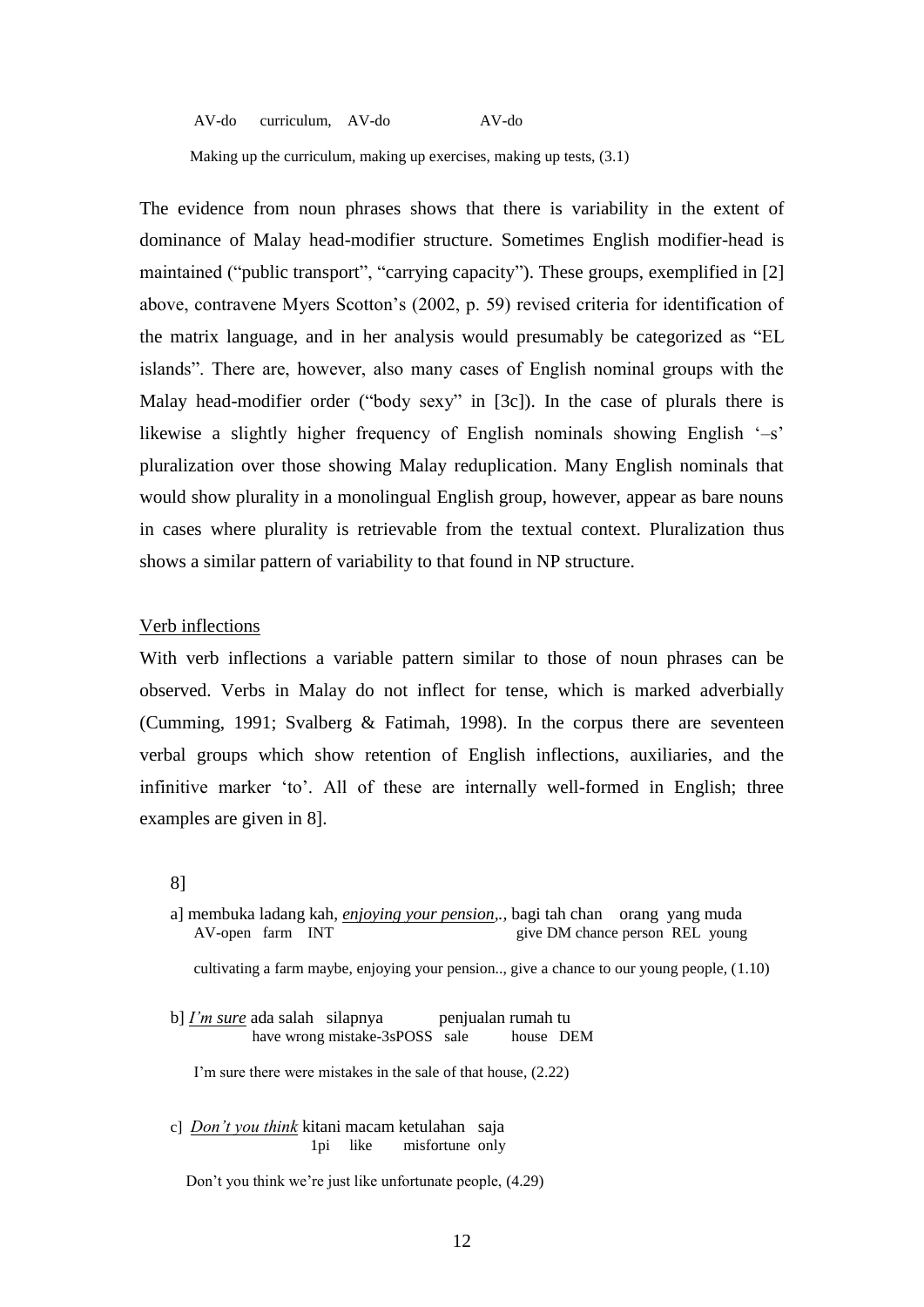AV-do curriculum, AV-do AV-do

Making up the curriculum, making up exercises, making up tests, (3.1)

The evidence from noun phrases shows that there is variability in the extent of dominance of Malay head-modifier structure. Sometimes English modifier-head is maintained ("public transport", "carrying capacity"). These groups, exemplified in [2] above, contravene Myers Scotton's (2002, p. 59) revised criteria for identification of the matrix language, and in her analysis would presumably be categorized as "EL islands". There are, however, also many cases of English nominal groups with the Malay head-modifier order ("body sexy" in [3c]). In the case of plurals there is likewise a slightly higher frequency of English nominals showing English '–s' pluralization over those showing Malay reduplication. Many English nominals that would show plurality in a monolingual English group, however, appear as bare nouns in cases where plurality is retrievable from the textual context. Pluralization thus shows a similar pattern of variability to that found in NP structure.

<u>Verb inflections</u>

With verb inflections a variable pattern similar to those of noun phrases can be observed. Verbs in Malay do not inflect for tense, which is marked adverbially (Cumming, 1991; Svalberg & Fatimah, 1998). In the corpus there are seventeen verbal groups which show retention of English inflections, auxiliaries, and the infinitive marker 'to'. All of these are internally well-formed in English; three examples are given in 8].

8]

a] membuka ladang kah, *enjoying your pension*,., bagi tah chan orang yang muda
AV-open farm INT give DM chance person REL young

cultivating a farm maybe, enjoying your pension.., give a chance to our young people, (1.10)

b] *I'm sure* ada salah silapnya penjualan rumah tu
have wrong mistake-3sPOSS sale house DEM

I'm sure there were mistakes in the sale of that house, (2.22)

c] *Don't you think* kitani macam ketulahan saja
1pi like misfortune only

Don't you think we're just like unfortunate people, (4.29)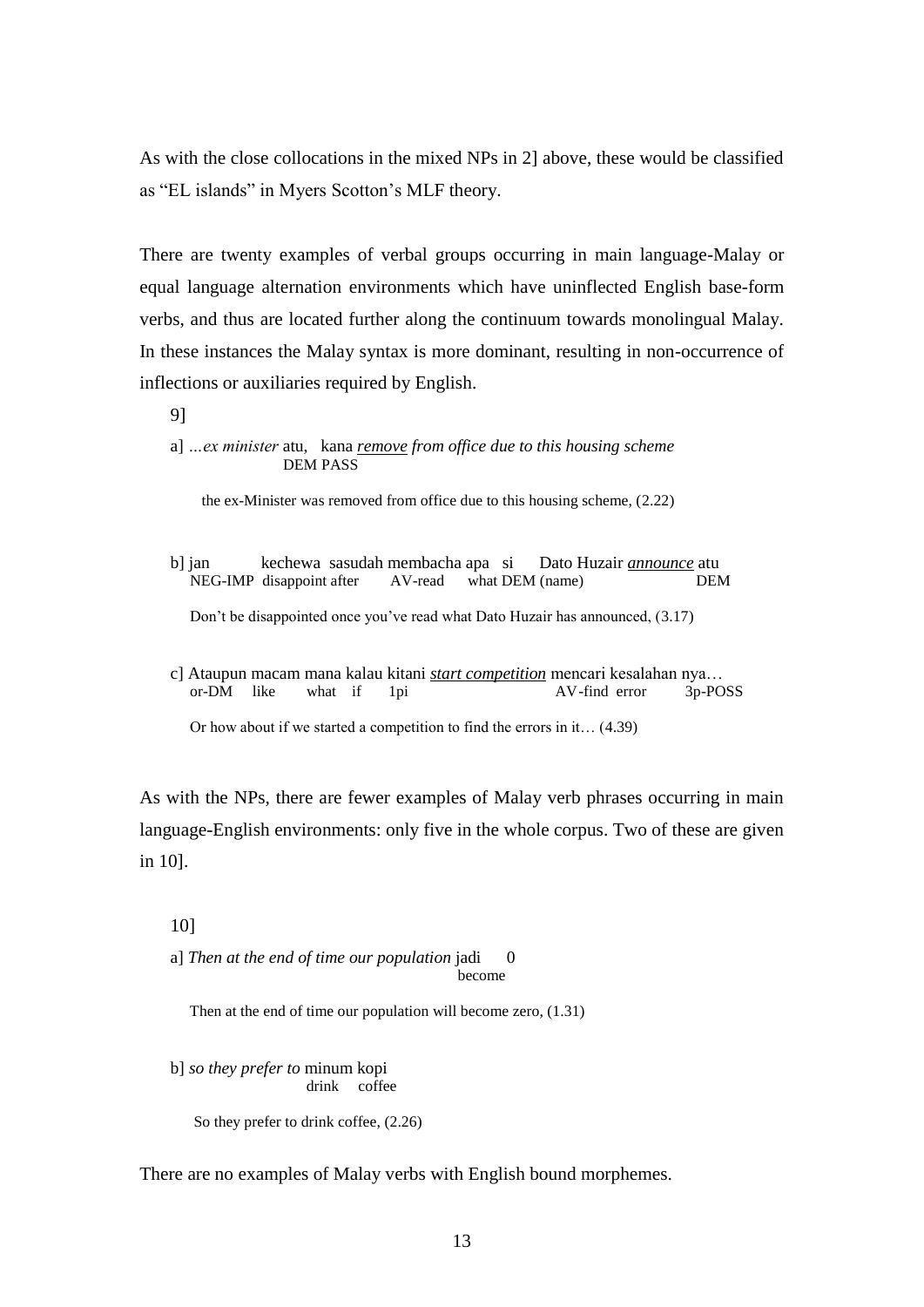As with the close collocations in the mixed NPs in 2] above, these would be classified as "EL islands" in Myers Scotton's MLF theory.

There are twenty examples of verbal groups occurring in main language-Malay or equal language alternation environments which have uninflected English base-form verbs, and thus are located further along the continuum towards monolingual Malay. In these instances the Malay syntax is more dominant, resulting in non-occurrence of inflections or auxiliaries required by English.

9]

a] *...ex minister* atu, kana *__remove__ from office due to this housing scheme*
DEM PASS

the ex-Minister was removed from office due to this housing scheme, (2.22)

b] jan kechewa sasudah membacha apa si Dato Huzair *__announce__* atu
NEG-IMP disappoint after AV-read what DEM (name) DEM

Don't be disappointed once you've read what Dato Huzair has announced, (3.17)

c] Ataupun macam mana kalau kitani *__start competition__* mencari kesalahan nya…
or-DM like what if 1pi AV-find error 3p-POSS

Or how about if we started a competition to find the errors in it… (4.39)

As with the NPs, there are fewer examples of Malay verb phrases occurring in main language-English environments: only five in the whole corpus. Two of these are given in 10].

10]

a] *Then at the end of time our population* jadi 0
become

Then at the end of time our population will become zero, (1.31)

b] *so they prefer to* minum kopi
drink coffee

So they prefer to drink coffee, (2.26)

There are no examples of Malay verbs with English bound morphemes.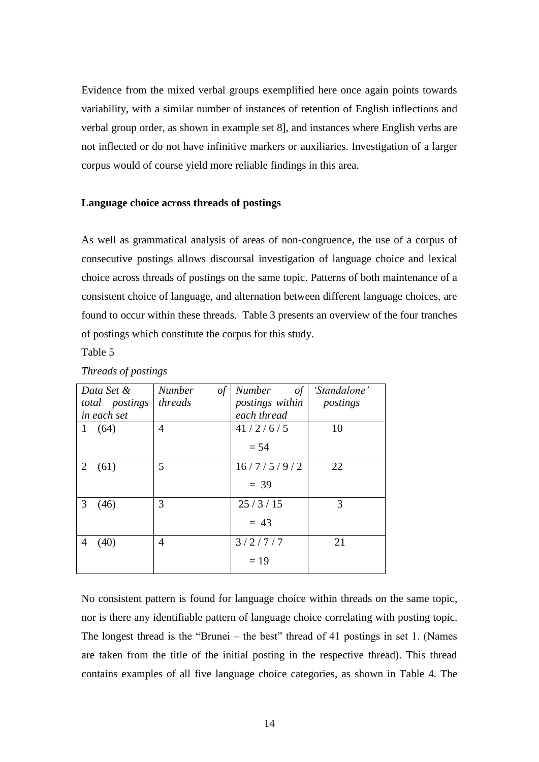Evidence from the mixed verbal groups exemplified here once again points towards variability, with a similar number of instances of retention of English inflections and verbal group order, as shown in example set 8], and instances where English verbs are not inflected or do not have infinitive markers or auxiliaries. Investigation of a larger corpus would of course yield more reliable findings in this area.

**Language choice across threads of postings**

As well as grammatical analysis of areas of non-congruence, the use of a corpus of consecutive postings allows discoursal investigation of language choice and lexical choice across threads of postings on the same topic. Patterns of both maintenance of a consistent choice of language, and alternation between different language choices, are found to occur within these threads. Table 3 presents an overview of the four tranches of postings which constitute the corpus for this study.

Table 5

*Threads of postings*

| *Data Set & total postings in each set* | *Number of threads* | *Number of postings within each thread* | *'Standalone' postings* |
|---|---|---|---|
| 1 (64) | 4 | 41 / 2 / 6 / 5 = 54 | 10 |
| 2 (61) | 5 | 16 / 7 / 5 / 9 / 2 = 39 | 22 |
| 3 (46) | 3 | 25 / 3 / 15 = 43 | 3 |
| 4 (40) | 4 | 3 / 2 / 7 / 7 = 19 | 21 |

No consistent pattern is found for language choice within threads on the same topic, nor is there any identifiable pattern of language choice correlating with posting topic. The longest thread is the "Brunei – the best" thread of 41 postings in set 1. (Names are taken from the title of the initial posting in the respective thread). This thread contains examples of all five language choice categories, as shown in Table 4. The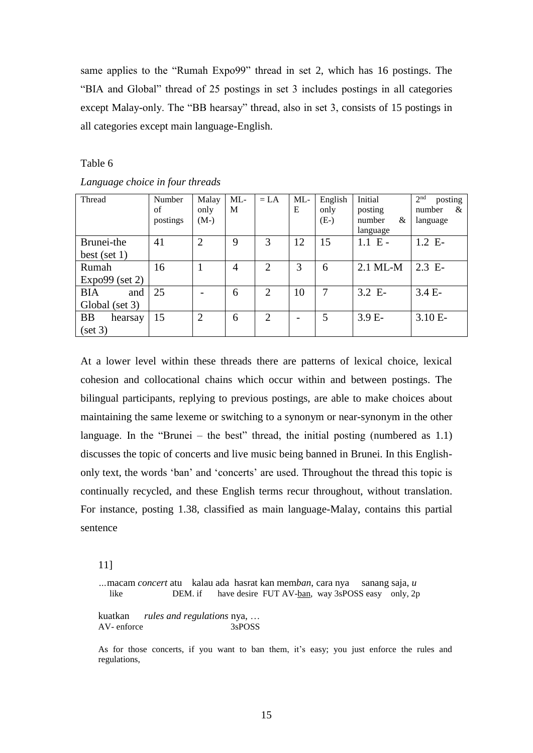same applies to the "Rumah Expo99" thread in set 2, which has 16 postings. The "BIA and Global" thread of 25 postings in set 3 includes postings in all categories except Malay-only. The "BB hearsay" thread, also in set 3, consists of 15 postings in all categories except main language-English.

Table 6

*Language choice in four threads*

| Thread | Number of postings | Malay only (M-) | ML-M | = LA | ML-E | English only (E-) | Initial posting number & language | 2nd posting number & language |
|---|---|---|---|---|---|---|---|---|
| Brunei-the best (set 1) | 41 | 2 | 9 | 3 | 12 | 15 | 1.1 E - | 1.2 E- |
| Rumah Expo99 (set 2) | 16 | 1 | 4 | 2 | 3 | 6 | 2.1 ML-M | 2.3 E- |
| BIA and Global (set 3) | 25 | - | 6 | 2 | 10 | 7 | 3.2 E- | 3.4 E- |
| BB hearsay (set 3) | 15 | 2 | 6 | 2 | - | 5 | 3.9 E- | 3.10 E- |

At a lower level within these threads there are patterns of lexical choice, lexical cohesion and collocational chains which occur within and between postings. The bilingual participants, replying to previous postings, are able to make choices about maintaining the same lexeme or switching to a synonym or near-synonym in the other language. In the "Brunei – the best" thread, the initial posting (numbered as 1.1) discusses the topic of concerts and live music being banned in Brunei. In this English-only text, the words 'ban' and 'concerts' are used. Throughout the thread this topic is continually recycled, and these English terms recur throughout, without translation. For instance, posting 1.38, classified as main language-Malay, contains this partial sentence

11]

…macam *concert* atu kalau ada hasrat kan mem*ban*, cara nya sanang saja, *u*
like DEM. if have desire FUT AV-ban, way 3sPOSS easy only, 2p

kuatkan *rules and regulations* nya, …
AV- enforce 3sPOSS

As for those concerts, if you want to ban them, it's easy; you just enforce the rules and regulations,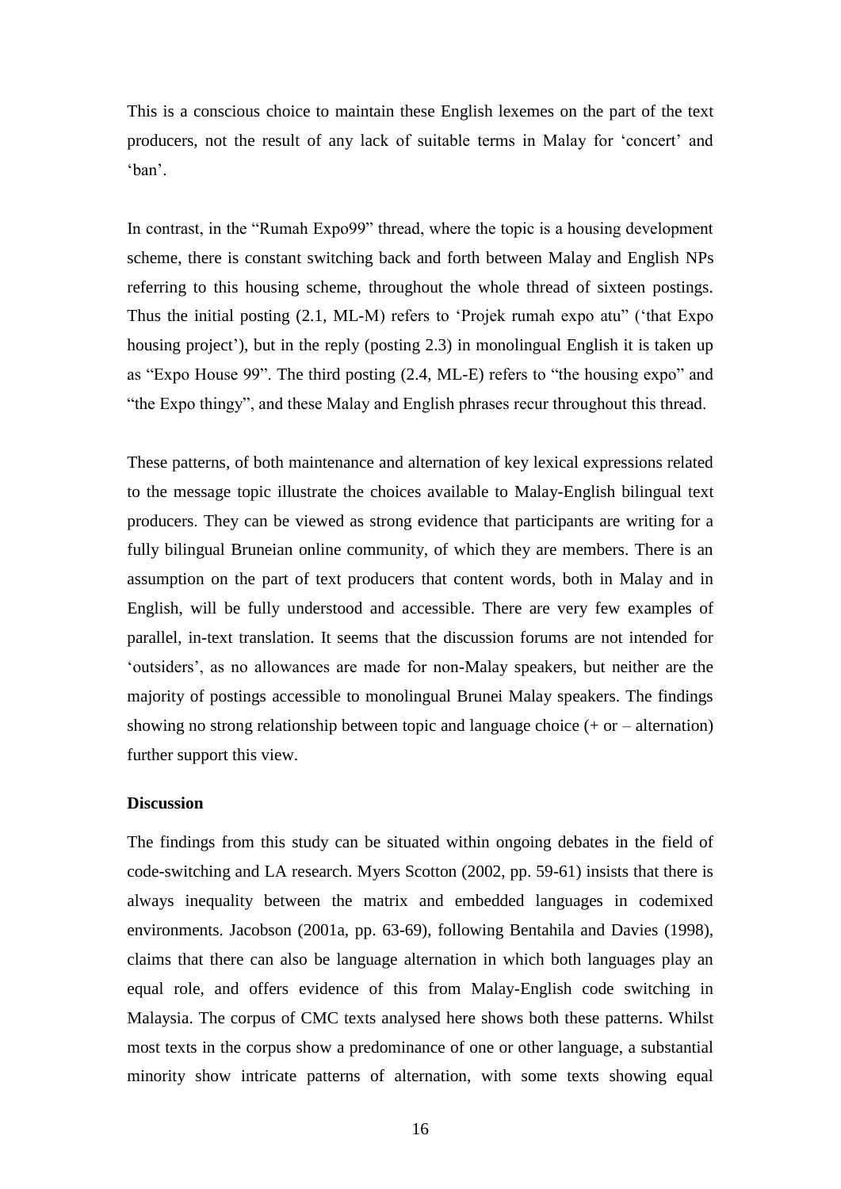This is a conscious choice to maintain these English lexemes on the part of the text producers, not the result of any lack of suitable terms in Malay for 'concert' and 'ban'.

In contrast, in the "Rumah Expo99" thread, where the topic is a housing development scheme, there is constant switching back and forth between Malay and English NPs referring to this housing scheme, throughout the whole thread of sixteen postings. Thus the initial posting (2.1, ML-M) refers to 'Projek rumah expo atu" ('that Expo housing project'), but in the reply (posting 2.3) in monolingual English it is taken up as "Expo House 99". The third posting (2.4, ML-E) refers to "the housing expo" and "the Expo thingy", and these Malay and English phrases recur throughout this thread.

These patterns, of both maintenance and alternation of key lexical expressions related to the message topic illustrate the choices available to Malay-English bilingual text producers. They can be viewed as strong evidence that participants are writing for a fully bilingual Bruneian online community, of which they are members. There is an assumption on the part of text producers that content words, both in Malay and in English, will be fully understood and accessible. There are very few examples of parallel, in-text translation. It seems that the discussion forums are not intended for 'outsiders', as no allowances are made for non-Malay speakers, but neither are the majority of postings accessible to monolingual Brunei Malay speakers. The findings showing no strong relationship between topic and language choice (+ or – alternation) further support this view.

**Discussion**

The findings from this study can be situated within ongoing debates in the field of code-switching and LA research. Myers Scotton (2002, pp. 59-61) insists that there is always inequality between the matrix and embedded languages in codemixed environments. Jacobson (2001a, pp. 63-69), following Bentahila and Davies (1998), claims that there can also be language alternation in which both languages play an equal role, and offers evidence of this from Malay-English code switching in Malaysia. The corpus of CMC texts analysed here shows both these patterns. Whilst most texts in the corpus show a predominance of one or other language, a substantial minority show intricate patterns of alternation, with some texts showing equal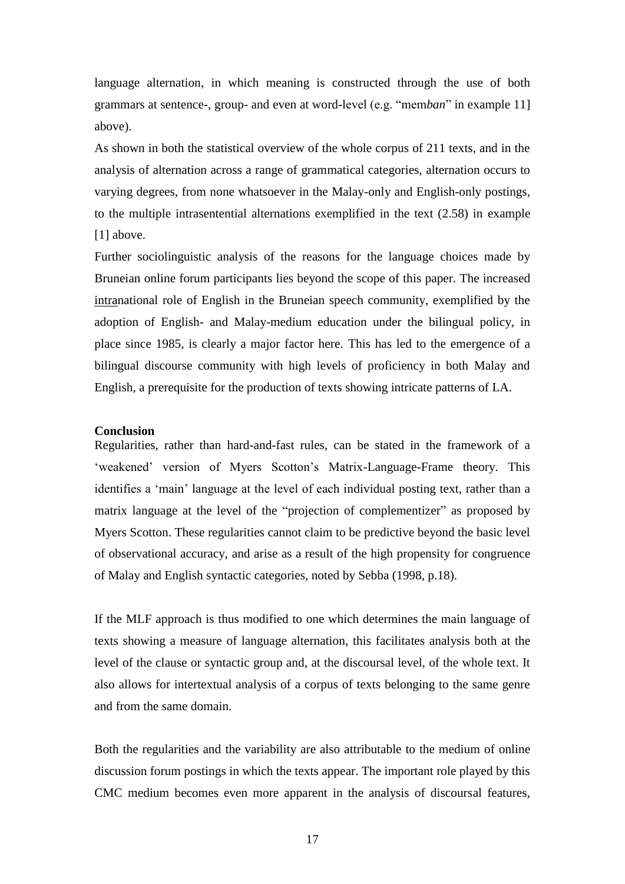language alternation, in which meaning is constructed through the use of both grammars at sentence-, group- and even at word-level (e.g. "mem*ban*" in example 11] above).

As shown in both the statistical overview of the whole corpus of 211 texts, and in the analysis of alternation across a range of grammatical categories, alternation occurs to varying degrees, from none whatsoever in the Malay-only and English-only postings, to the multiple intrasentential alternations exemplified in the text (2.58) in example [1] above.

Further sociolinguistic analysis of the reasons for the language choices made by Bruneian online forum participants lies beyond the scope of this paper. The increased intranational role of English in the Bruneian speech community, exemplified by the adoption of English- and Malay-medium education under the bilingual policy, in place since 1985, is clearly a major factor here. This has led to the emergence of a bilingual discourse community with high levels of proficiency in both Malay and English, a prerequisite for the production of texts showing intricate patterns of LA.

**Conclusion**

Regularities, rather than hard-and-fast rules, can be stated in the framework of a 'weakened' version of Myers Scotton's Matrix-Language-Frame theory. This identifies a 'main' language at the level of each individual posting text, rather than a matrix language at the level of the "projection of complementizer" as proposed by Myers Scotton. These regularities cannot claim to be predictive beyond the basic level of observational accuracy, and arise as a result of the high propensity for congruence of Malay and English syntactic categories, noted by Sebba (1998, p.18).

If the MLF approach is thus modified to one which determines the main language of texts showing a measure of language alternation, this facilitates analysis both at the level of the clause or syntactic group and, at the discoursal level, of the whole text. It also allows for intertextual analysis of a corpus of texts belonging to the same genre and from the same domain.

Both the regularities and the variability are also attributable to the medium of online discussion forum postings in which the texts appear. The important role played by this CMC medium becomes even more apparent in the analysis of discoursal features,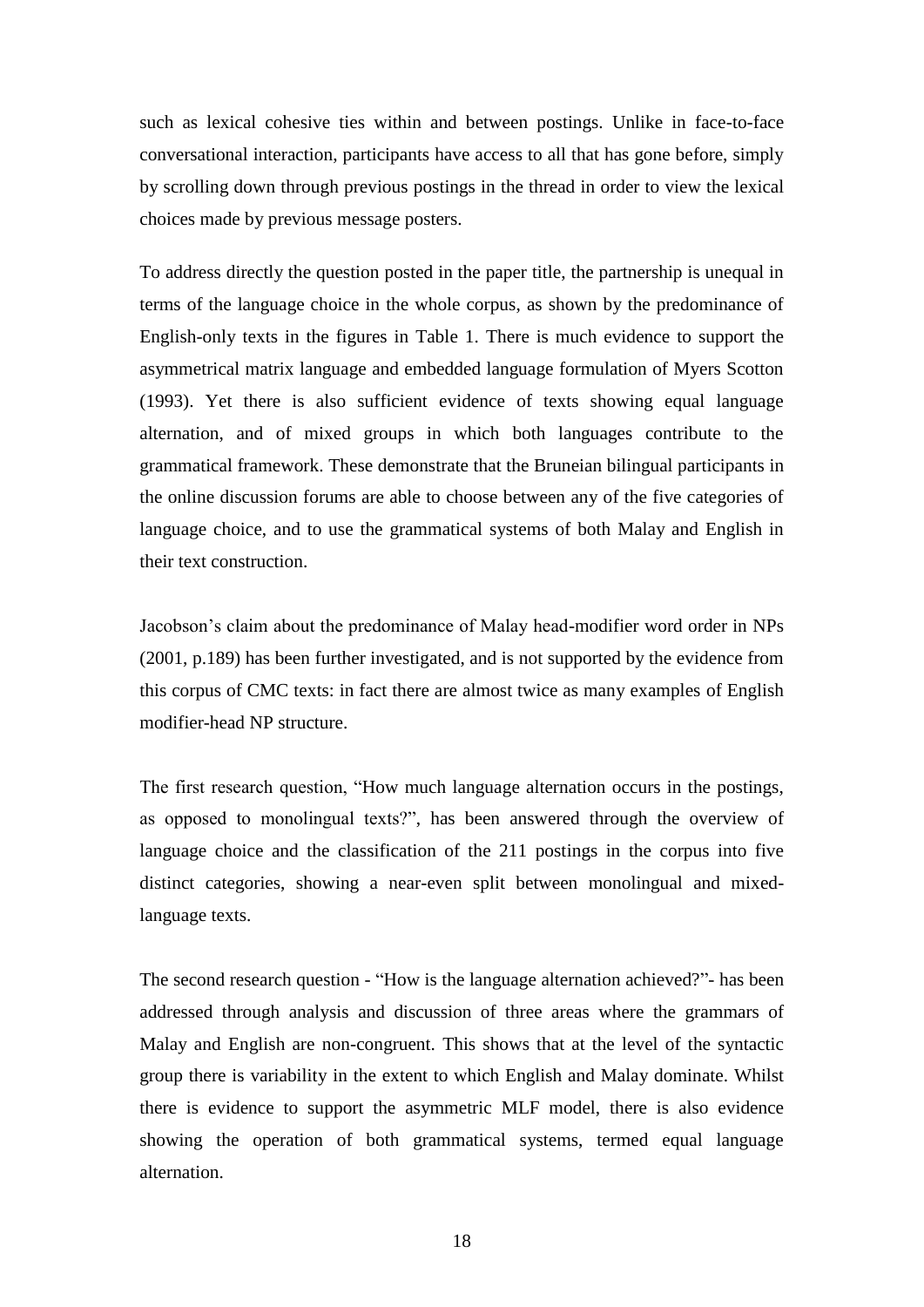such as lexical cohesive ties within and between postings. Unlike in face-to-face conversational interaction, participants have access to all that has gone before, simply by scrolling down through previous postings in the thread in order to view the lexical choices made by previous message posters.

To address directly the question posted in the paper title, the partnership is unequal in terms of the language choice in the whole corpus, as shown by the predominance of English-only texts in the figures in Table 1. There is much evidence to support the asymmetrical matrix language and embedded language formulation of Myers Scotton (1993). Yet there is also sufficient evidence of texts showing equal language alternation, and of mixed groups in which both languages contribute to the grammatical framework. These demonstrate that the Bruneian bilingual participants in the online discussion forums are able to choose between any of the five categories of language choice, and to use the grammatical systems of both Malay and English in their text construction.

Jacobson's claim about the predominance of Malay head-modifier word order in NPs (2001, p.189) has been further investigated, and is not supported by the evidence from this corpus of CMC texts: in fact there are almost twice as many examples of English modifier-head NP structure.

The first research question, "How much language alternation occurs in the postings, as opposed to monolingual texts?", has been answered through the overview of language choice and the classification of the 211 postings in the corpus into five distinct categories, showing a near-even split between monolingual and mixed-language texts.

The second research question - "How is the language alternation achieved?"- has been addressed through analysis and discussion of three areas where the grammars of Malay and English are non-congruent. This shows that at the level of the syntactic group there is variability in the extent to which English and Malay dominate. Whilst there is evidence to support the asymmetric MLF model, there is also evidence showing the operation of both grammatical systems, termed equal language alternation.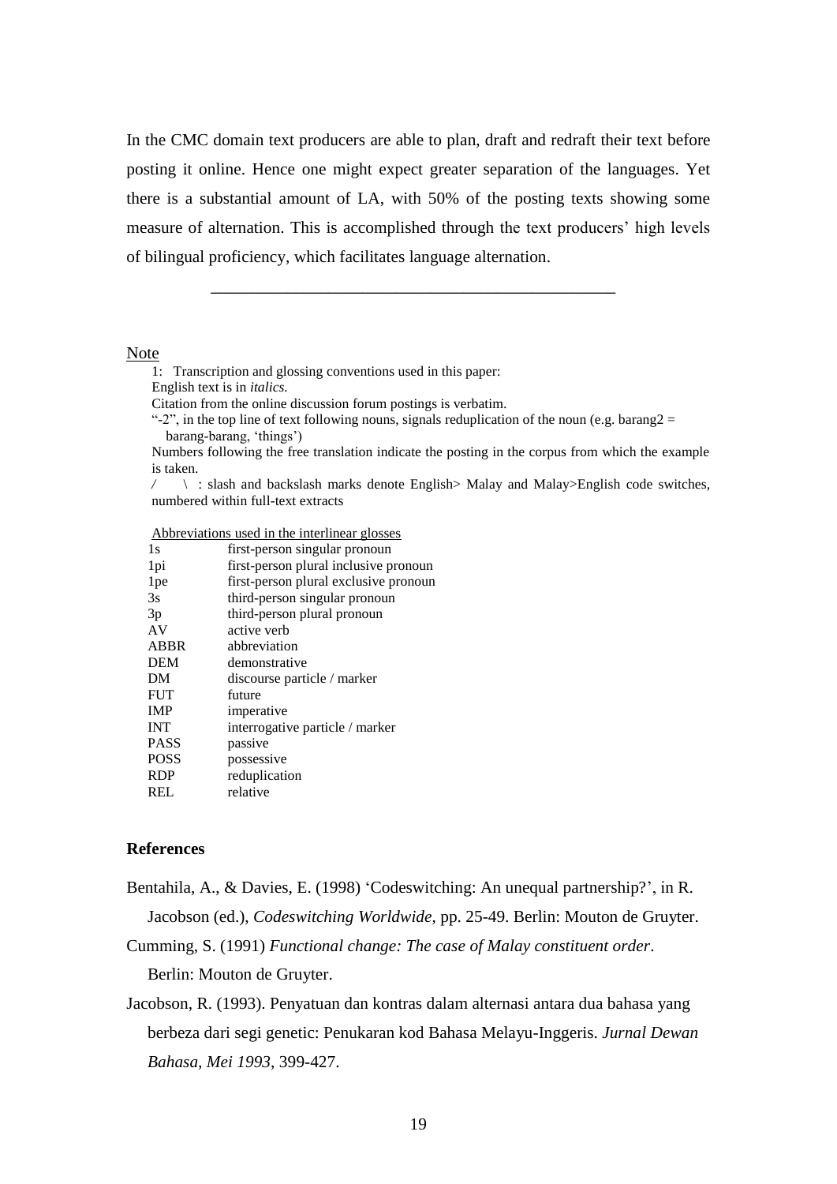In the CMC domain text producers are able to plan, draft and redraft their text before posting it online. Hence one might expect greater separation of the languages. Yet there is a substantial amount of LA, with 50% of the posting texts showing some measure of alternation. This is accomplished through the text producers' high levels of bilingual proficiency, which facilitates language alternation.

---

Note

1: Transcription and glossing conventions used in this paper:

English text is in *italics.*

Citation from the online discussion forum postings is verbatim.

"-2", in the top line of text following nouns, signals reduplication of the noun (e.g. barang2 = barang-barang, 'things')

Numbers following the free translation indicate the posting in the corpus from which the example is taken.

/ \ : slash and backslash marks denote English> Malay and Malay>English code switches, numbered within full-text extracts

Abbreviations used in the interlinear glosses

| | |
|---|---|
| 1s | first-person singular pronoun |
| 1pi | first-person plural inclusive pronoun |
| 1pe | first-person plural exclusive pronoun |
| 3s | third-person singular pronoun |
| 3p | third-person plural pronoun |
| AV | active verb |
| ABBR | abbreviation |
| DEM | demonstrative |
| DM | discourse particle / marker |
| FUT | future |
| IMP | imperative |
| INT | interrogative particle / marker |
| PASS | passive |
| POSS | possessive |
| RDP | reduplication |
| REL | relative |

### References

Bentahila, A., & Davies, E. (1998) 'Codeswitching: An unequal partnership?', in R. Jacobson (ed.), *Codeswitching Worldwide*, pp. 25-49. Berlin: Mouton de Gruyter.

Cumming, S. (1991) *Functional change: The case of Malay constituent order*. Berlin: Mouton de Gruyter.

Jacobson, R. (1993). Penyatuan dan kontras dalam alternasi antara dua bahasa yang berbeza dari segi genetic: Penukaran kod Bahasa Melayu-Inggeris. *Jurnal Dewan Bahasa, Mei 1993*, 399-427.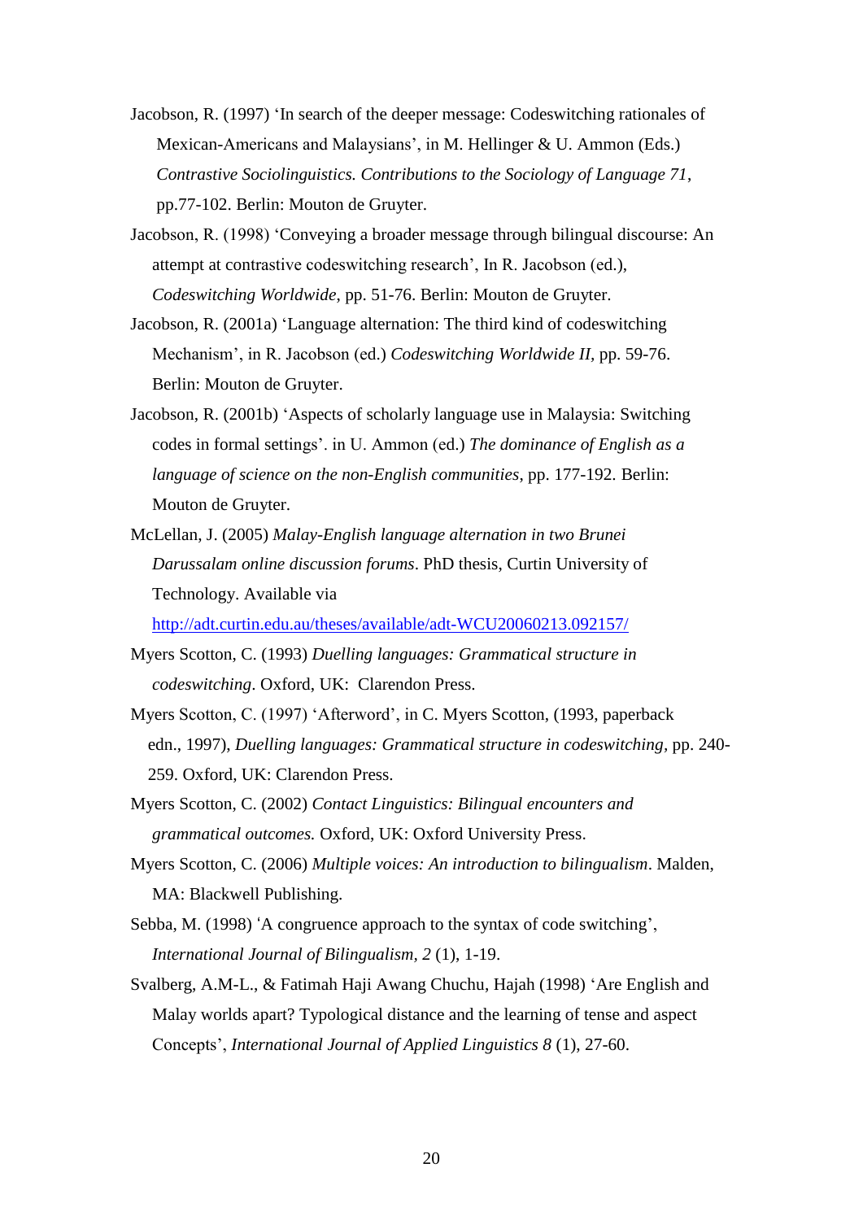Jacobson, R. (1997) 'In search of the deeper message: Codeswitching rationales of Mexican-Americans and Malaysians', in M. Hellinger & U. Ammon (Eds.) *Contrastive Sociolinguistics. Contributions to the Sociology of Language 71*, pp.77-102. Berlin: Mouton de Gruyter.

Jacobson, R. (1998) 'Conveying a broader message through bilingual discourse: An attempt at contrastive codeswitching research', In R. Jacobson (ed.), *Codeswitching Worldwide*, pp. 51-76. Berlin: Mouton de Gruyter.

Jacobson, R. (2001a) 'Language alternation: The third kind of codeswitching Mechanism', in R. Jacobson (ed.) *Codeswitching Worldwide II*, pp. 59-76. Berlin: Mouton de Gruyter.

Jacobson, R. (2001b) 'Aspects of scholarly language use in Malaysia: Switching codes in formal settings'. in U. Ammon (ed.) *The dominance of English as a language of science on the non-English communities*, pp. 177-192. Berlin: Mouton de Gruyter.

McLellan, J. (2005) *Malay-English language alternation in two Brunei Darussalam online discussion forums*. PhD thesis, Curtin University of Technology. Available via http://adt.curtin.edu.au/theses/available/adt-WCU20060213.092157/

Myers Scotton, C. (1993) *Duelling languages: Grammatical structure in codeswitching*. Oxford, UK: Clarendon Press.

Myers Scotton, C. (1997) 'Afterword', in C. Myers Scotton, (1993, paperback edn., 1997), *Duelling languages: Grammatical structure in codeswitching*, pp. 240-259. Oxford, UK: Clarendon Press.

Myers Scotton, C. (2002) *Contact Linguistics: Bilingual encounters and grammatical outcomes.* Oxford, UK: Oxford University Press.

Myers Scotton, C. (2006) *Multiple voices: An introduction to bilingualism*. Malden, MA: Blackwell Publishing.

Sebba, M. (1998) 'A congruence approach to the syntax of code switching', *International Journal of Bilingualism, 2* (1), 1-19.

Svalberg, A.M-L., & Fatimah Haji Awang Chuchu, Hajah (1998) 'Are English and Malay worlds apart? Typological distance and the learning of tense and aspect Concepts', *International Journal of Applied Linguistics 8* (1), 27-60.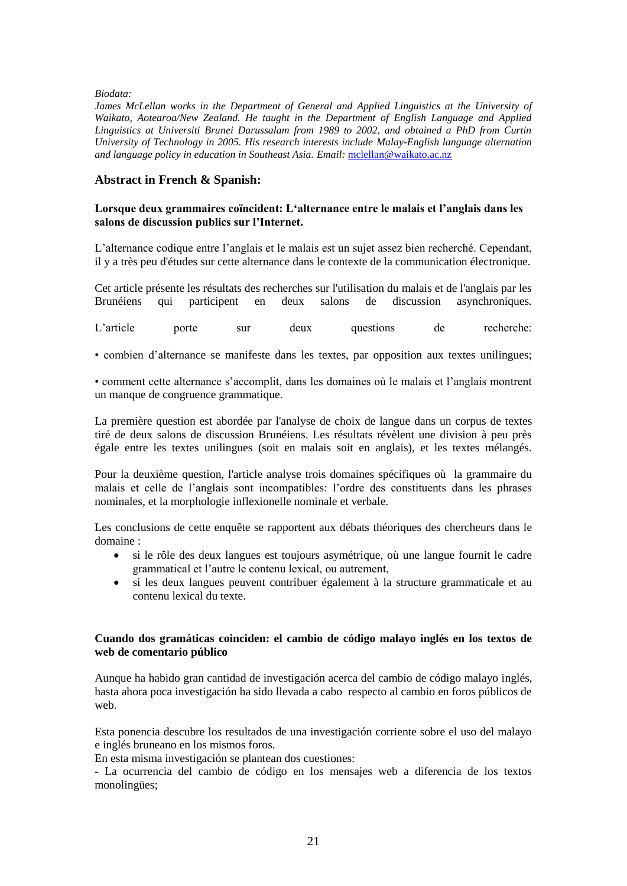*Biodata:*
*James McLellan works in the Department of General and Applied Linguistics at the University of Waikato, Aotearoa/New Zealand. He taught in the Department of English Language and Applied Linguistics at Universiti Brunei Darussalam from 1989 to 2002, and obtained a PhD from Curtin University of Technology in 2005. His research interests include Malay-English language alternation and language policy in education in Southeast Asia. Email:* mclellan@waikato.ac.nz

## Abstract in French & Spanish:

**Lorsque deux grammaires coïncident: L'alternance entre le malais et l'anglais dans les salons de discussion publics sur l'Internet.**

L'alternance codique entre l'anglais et le malais est un sujet assez bien recherché. Cependant, il y a très peu d'études sur cette alternance dans le contexte de la communication électronique.

Cet article présente les résultats des recherches sur l'utilisation du malais et de l'anglais par les Brunéiens qui participent en deux salons de discussion asynchroniques.

L'article porte sur deux questions de recherche:

• combien d'alternance se manifeste dans les textes, par opposition aux textes unilingues;

• comment cette alternance s'accomplit, dans les domaines où le malais et l'anglais montrent un manque de congruence grammatique.

La première question est abordée par l'analyse de choix de langue dans un corpus de textes tiré de deux salons de discussion Brunéiens. Les résultats révèlent une division à peu près égale entre les textes unilingues (soit en malais soit en anglais), et les textes mélangés.

Pour la deuxième question, l'article analyse trois domaines spécifiques où la grammaire du malais et celle de l'anglais sont incompatibles: l'ordre des constituents dans les phrases nominales, et la morphologie inflexionelle nominale et verbale.

Les conclusions de cette enquête se rapportent aux débats théoriques des chercheurs dans le domaine :

- si le rôle des deux langues est toujours asymétrique, où une langue fournit le cadre grammatical et l'autre le contenu lexical, ou autrement,
- si les deux langues peuvent contribuer également à la structure grammaticale et au contenu lexical du texte.

**Cuando dos gramáticas coinciden: el cambio de código malayo inglés en los textos de web de comentario público**

Aunque ha habido gran cantidad de investigación acerca del cambio de código malayo inglés, hasta ahora poca investigación ha sido llevada a cabo respecto al cambio en foros públicos de web.

Esta ponencia descubre los resultados de una investigación corriente sobre el uso del malayo e inglés bruneano en los mismos foros.
En esta misma investigación se plantean dos cuestiones:
- La ocurrencia del cambio de código en los mensajes web a diferencia de los textos monolingües;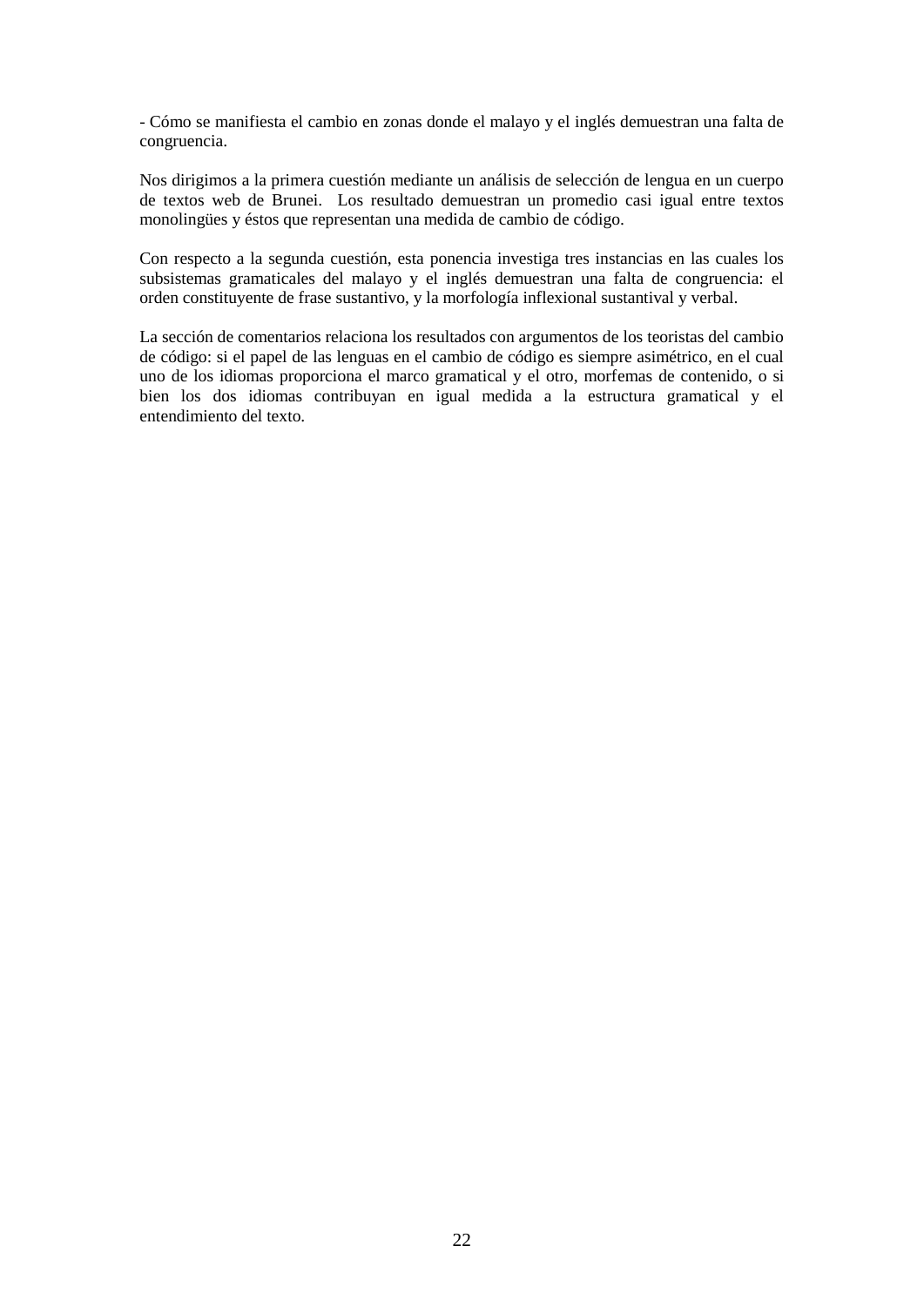- Cómo se manifiesta el cambio en zonas donde el malayo y el inglés demuestran una falta de congruencia.

Nos dirigimos a la primera cuestión mediante un análisis de selección de lengua en un cuerpo de textos web de Brunei. Los resultado demuestran un promedio casi igual entre textos monolingües y éstos que representan una medida de cambio de código.

Con respecto a la segunda cuestión, esta ponencia investiga tres instancias en las cuales los subsistemas gramaticales del malayo y el inglés demuestran una falta de congruencia: el orden constituyente de frase sustantivo, y la morfología inflexional sustantival y verbal.

La sección de comentarios relaciona los resultados con argumentos de los teoristas del cambio de código: si el papel de las lenguas en el cambio de código es siempre asimétrico, en el cual uno de los idiomas proporciona el marco gramatical y el otro, morfemas de contenido, o si bien los dos idiomas contribuyan en igual medida a la estructura gramatical y el entendimiento del texto.